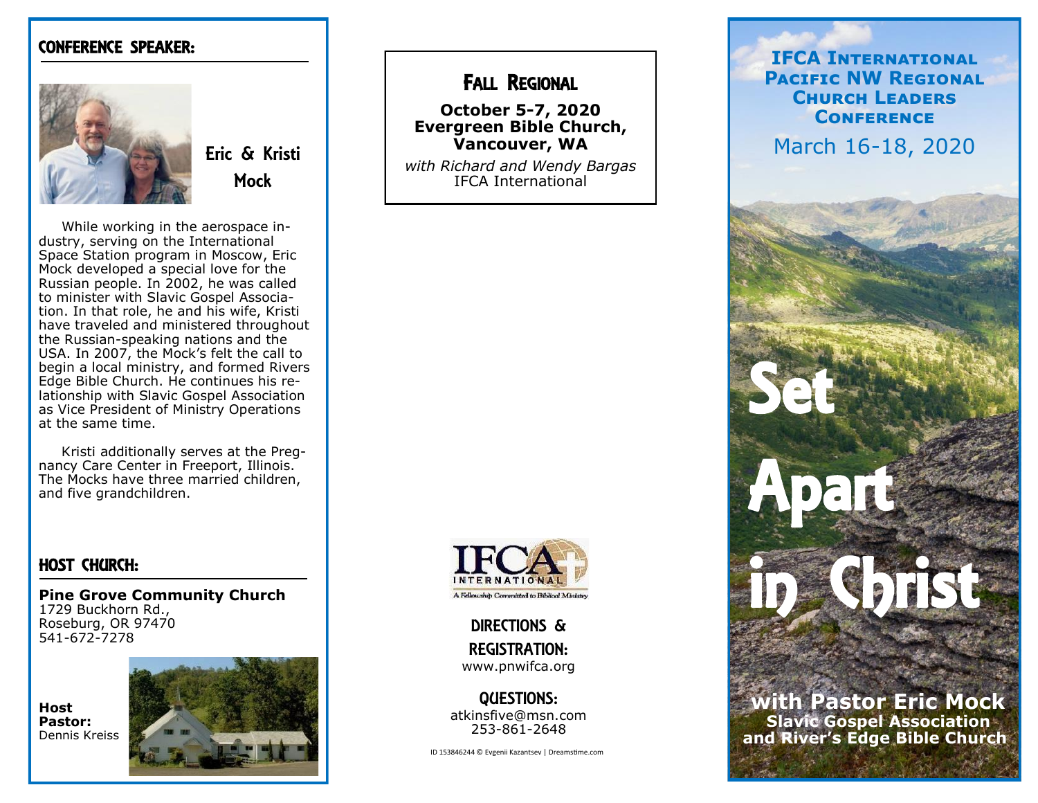## Conference Speaker:

### Eric & Kristi Mock

While working in the aerospace industry, serving on the International Space Station program in Moscow, Eric Mock developed a special love for the Russian people. In 2002, he was called to minister with Slavic Gospel Association. In that role, he and his wife, Kristi have traveled and ministered throughout the Russian-speaking nations and the USA. In 2007, the Mock's felt the call to begin a local ministry, and formed Rivers Edge Bible Church. He continues his relationship with Slavic Gospel Association as Vice President of Ministry Operations at the same time.

Kristi additionally serves at the Pregnancy Care Center in Freeport, Illinois. The Mocks have three married children, and five grandchildren.

## Host Church:

**Pine Grove Community Church**
1729 Buckhorn Rd.,
Roseburg, OR 97470
541-672-7278

**Host Pastor:**
Dennis Kreiss

## Fall Regional

**October 5-7, 2020**
**Evergreen Bible Church, Vancouver, WA**

*with Richard and Wendy Bargas*
IFCA International

IFCA INTERNATIONAL
A Fellowship Committed to Biblical Ministry

### Directions & Registration:
www.pnwifca.org

### Questions:
atkinsfive@msn.com
253-861-2648

ID 153846244 © Evgenii Kazantsev | Dreamstime.com

## IFCA International Pacific NW Regional Church Leaders Conference

March 16-18, 2020

# Set Apart in Christ

**with Pastor Eric Mock**
**Slavic Gospel Association and River's Edge Bible Church**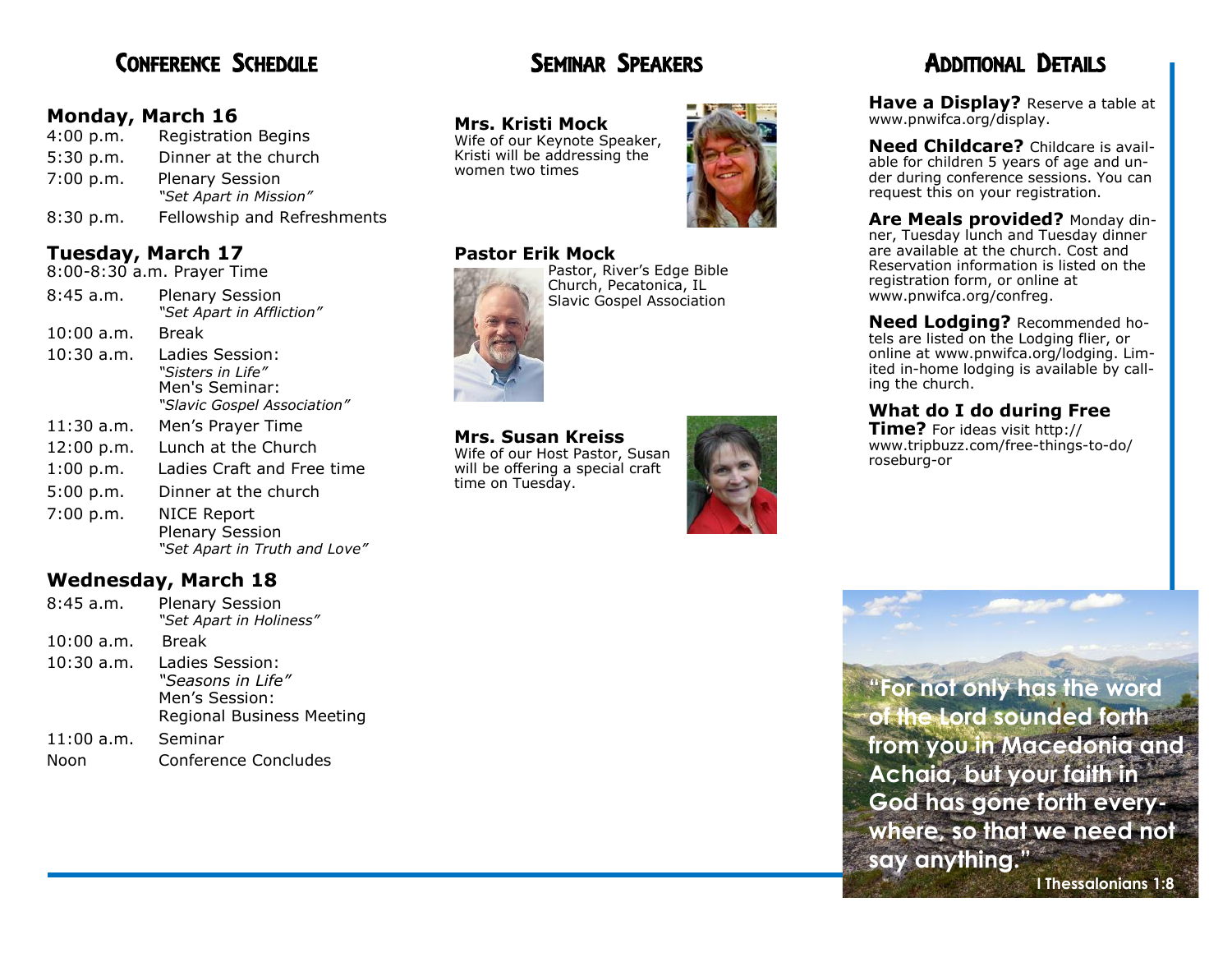## Conference Schedule

### Monday, March 16

| | |
|---|---|
| 4:00 p.m. | Registration Begins |
| 5:30 p.m. | Dinner at the church |
| 7:00 p.m. | Plenary Session *"Set Apart in Mission"* |
| 8:30 p.m. | Fellowship and Refreshments |

### Tuesday, March 17

8:00-8:30 a.m. Prayer Time

| | |
|---|---|
| 8:45 a.m. | Plenary Session *"Set Apart in Affliction"* |
| 10:00 a.m. | Break |
| 10:30 a.m. | Ladies Session: *"Sisters in Life"* Men's Seminar: *"Slavic Gospel Association"* |
| 11:30 a.m. | Men's Prayer Time |
| 12:00 p.m. | Lunch at the Church |
| 1:00 p.m. | Ladies Craft and Free time |
| 5:00 p.m. | Dinner at the church |
| 7:00 p.m. | NICE Report Plenary Session *"Set Apart in Truth and Love"* |

### Wednesday, March 18

| | |
|---|---|
| 8:45 a.m. | Plenary Session *"Set Apart in Holiness"* |
| 10:00 a.m. | Break |
| 10:30 a.m. | Ladies Session: *"Seasons in Life"* Men's Session: Regional Business Meeting |
| 11:00 a.m. | Seminar |
| Noon | Conference Concludes |

## Seminar Speakers

**Mrs. Kristi Mock**
Wife of our Keynote Speaker, Kristi will be addressing the women two times

**Pastor Erik Mock**
Pastor, River's Edge Bible Church, Pecatonica, IL
Slavic Gospel Association

**Mrs. Susan Kreiss**
Wife of our Host Pastor, Susan will be offering a special craft time on Tuesday.

## Additional Details

**Have a Display?** Reserve a table at www.pnwifca.org/display.

**Need Childcare?** Childcare is available for children 5 years of age and under during conference sessions. You can request this on your registration.

**Are Meals provided?** Monday dinner, Tuesday lunch and Tuesday dinner are available at the church. Cost and Reservation information is listed on the registration form, or online at www.pnwifca.org/confreg.

**Need Lodging?** Recommended hotels are listed on the Lodging flier, or online at www.pnwifca.org/lodging. Limited in-home lodging is available by calling the church.

**What do I do during Free Time?** For ideas visit http://www.tripbuzz.com/free-things-to-do/roseburg-or

**"For not only has the word of the Lord sounded forth from you in Macedonia and Achaia, but your faith in God has gone forth everywhere, so that we need not say anything."**

**I Thessalonians 1:8**